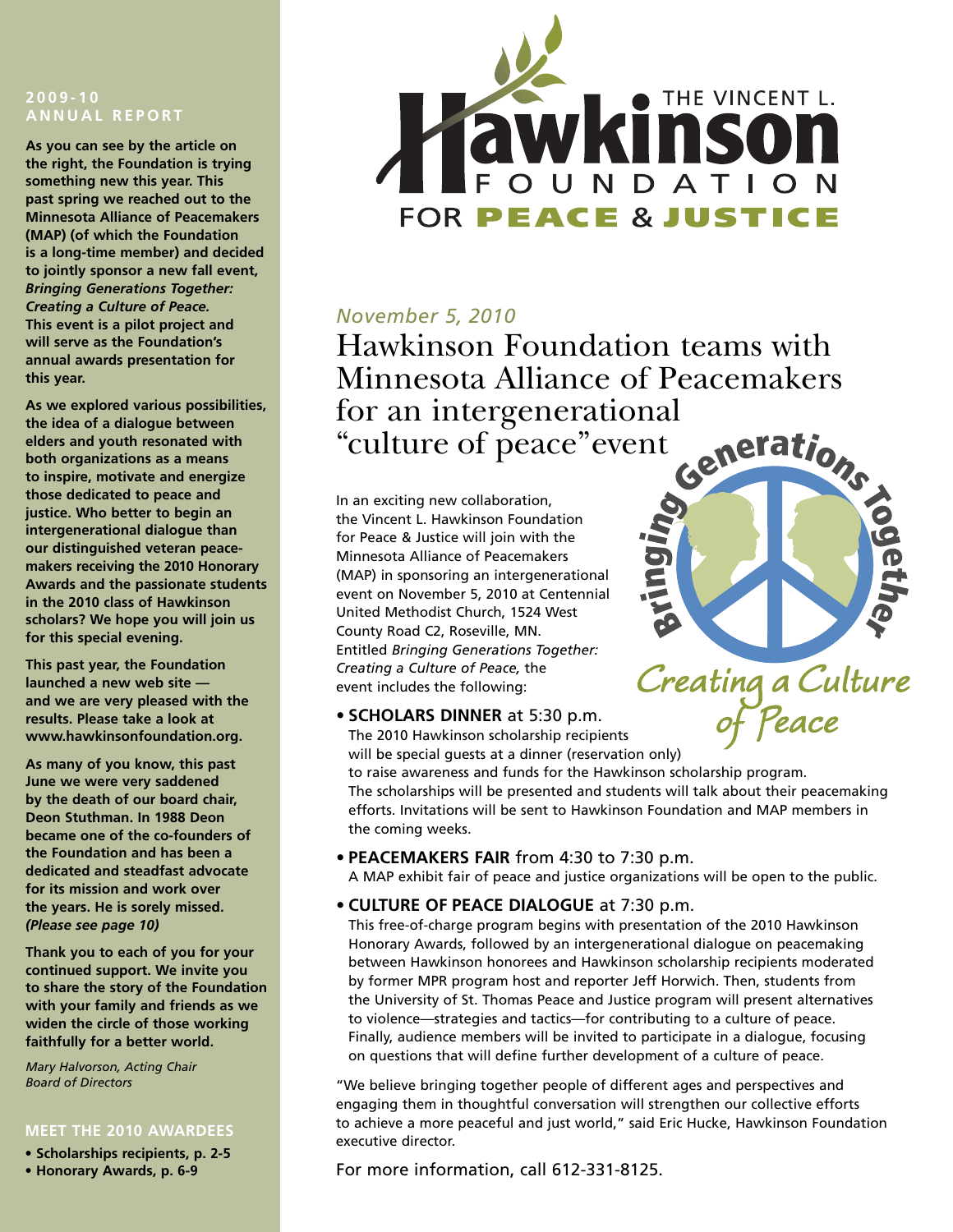# THE VINCENT L. Hawkinson FOUNDATION FOR PEACE & JUSTICE

## 2009-10 ANNUAL REPORT

**As you can see by the article on the right, the Foundation is trying something new this year. This past spring we reached out to the Minnesota Alliance of Peacemakers (MAP) (of which the Foundation is a long-time member) and decided to jointly sponsor a new fall event, *Bringing Generations Together: Creating a Culture of Peace.* This event is a pilot project and will serve as the Foundation's annual awards presentation for this year.**

**As we explored various possibilities, the idea of a dialogue between elders and youth resonated with both organizations as a means to inspire, motivate and energize those dedicated to peace and justice. Who better to begin an intergenerational dialogue than our distinguished veteran peace-makers receiving the 2010 Honorary Awards and the passionate students in the 2010 class of Hawkinson scholars? We hope you will join us for this special evening.**

**This past year, the Foundation launched a new web site — and we are very pleased with the results. Please take a look at www.hawkinsonfoundation.org.**

**As many of you know, this past June we were very saddened by the death of our board chair, Deon Stuthman. In 1988 Deon became one of the co-founders of the Foundation and has been a dedicated and steadfast advocate for its mission and work over the years. He is sorely missed. *(Please see page 10)***

**Thank you to each of you for your continued support. We invite you to share the story of the Foundation with your family and friends as we widen the circle of those working faithfully for a better world.**

*Mary Halvorson, Acting Chair*
*Board of Directors*

### MEET THE 2010 AWARDEES

- **Scholarships recipients, p. 2-5**
- **Honorary Awards, p. 6-9**

*November 5, 2010*

## Hawkinson Foundation teams with Minnesota Alliance of Peacemakers for an intergenerational "culture of peace" event

Bringing Generations Together
Creating a Culture of Peace

In an exciting new collaboration, the Vincent L. Hawkinson Foundation for Peace & Justice will join with the Minnesota Alliance of Peacemakers (MAP) in sponsoring an intergenerational event on November 5, 2010 at Centennial United Methodist Church, 1524 West County Road C2, Roseville, MN. Entitled *Bringing Generations Together: Creating a Culture of Peace,* the event includes the following:

- **SCHOLARS DINNER** at 5:30 p.m.
  The 2010 Hawkinson scholarship recipients will be special guests at a dinner (reservation only) to raise awareness and funds for the Hawkinson scholarship program. The scholarships will be presented and students will talk about their peacemaking efforts. Invitations will be sent to Hawkinson Foundation and MAP members in the coming weeks.

- **PEACEMAKERS FAIR** from 4:30 to 7:30 p.m.
  A MAP exhibit fair of peace and justice organizations will be open to the public.

- **CULTURE OF PEACE DIALOGUE** at 7:30 p.m.
  This free-of-charge program begins with presentation of the 2010 Hawkinson Honorary Awards, followed by an intergenerational dialogue on peacemaking between Hawkinson honorees and Hawkinson scholarship recipients moderated by former MPR program host and reporter Jeff Horwich. Then, students from the University of St. Thomas Peace and Justice program will present alternatives to violence—strategies and tactics—for contributing to a culture of peace. Finally, audience members will be invited to participate in a dialogue, focusing on questions that will define further development of a culture of peace.

"We believe bringing together people of different ages and perspectives and engaging them in thoughtful conversation will strengthen our collective efforts to achieve a more peaceful and just world," said Eric Hucke, Hawkinson Foundation executive director.

For more information, call 612-331-8125.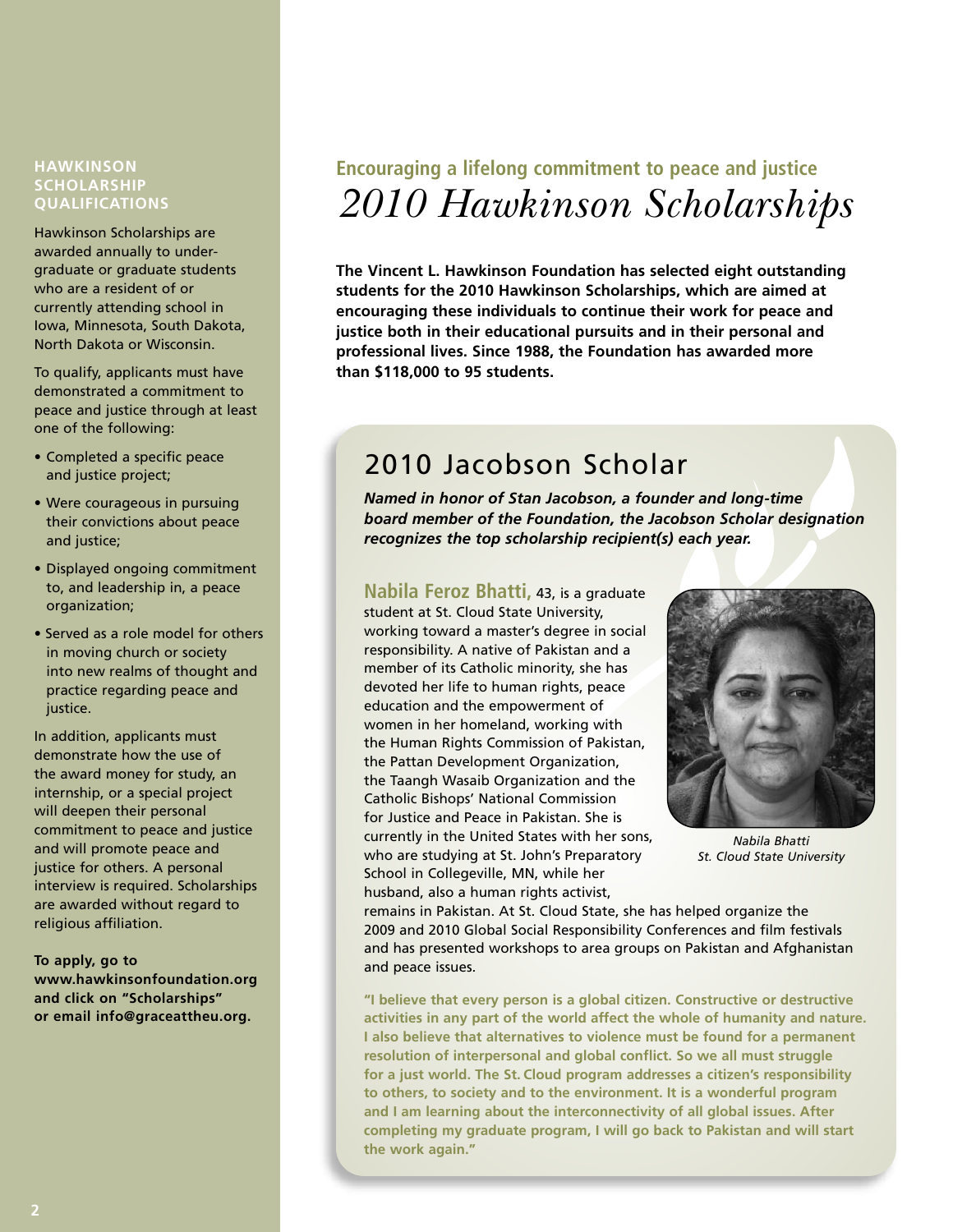## HAWKINSON SCHOLARSHIP QUALIFICATIONS

Hawkinson Scholarships are awarded annually to undergraduate or graduate students who are a resident of or currently attending school in Iowa, Minnesota, South Dakota, North Dakota or Wisconsin.

To qualify, applicants must have demonstrated a commitment to peace and justice through at least one of the following:

- Completed a specific peace and justice project;
- Were courageous in pursuing their convictions about peace and justice;
- Displayed ongoing commitment to, and leadership in, a peace organization;
- Served as a role model for others in moving church or society into new realms of thought and practice regarding peace and justice.

In addition, applicants must demonstrate how the use of the award money for study, an internship, or a special project will deepen their personal commitment to peace and justice and will promote peace and justice for others. A personal interview is required. Scholarships are awarded without regard to religious affiliation.

**To apply, go to www.hawkinsonfoundation.org and click on "Scholarships" or email info@graceattheu.org.**

### Encouraging a lifelong commitment to peace and justice

# *2010 Hawkinson Scholarships*

**The Vincent L. Hawkinson Foundation has selected eight outstanding students for the 2010 Hawkinson Scholarships, which are aimed at encouraging these individuals to continue their work for peace and justice both in their educational pursuits and in their personal and professional lives. Since 1988, the Foundation has awarded more than $118,000 to 95 students.**

## 2010 Jacobson Scholar

***Named in honor of Stan Jacobson, a founder and long-time board member of the Foundation, the Jacobson Scholar designation recognizes the top scholarship recipient(s) each year.***

**Nabila Feroz Bhatti,** 43, is a graduate student at St. Cloud State University, working toward a master's degree in social responsibility. A native of Pakistan and a member of its Catholic minority, she has devoted her life to human rights, peace education and the empowerment of women in her homeland, working with the Human Rights Commission of Pakistan, the Pattan Development Organization, the Taangh Wasaib Organization and the Catholic Bishops' National Commission for Justice and Peace in Pakistan. She is currently in the United States with her sons, who are studying at St. John's Preparatory School in Collegeville, MN, while her husband, also a human rights activist, remains in Pakistan. At St. Cloud State, she has helped organize the 2009 and 2010 Global Social Responsibility Conferences and film festivals and has presented workshops to area groups on Pakistan and Afghanistan and peace issues.

*Nabila Bhatti*
*St. Cloud State University*

**"I believe that every person is a global citizen. Constructive or destructive activities in any part of the world affect the whole of humanity and nature. I also believe that alternatives to violence must be found for a permanent resolution of interpersonal and global conflict. So we all must struggle for a just world. The St. Cloud program addresses a citizen's responsibility to others, to society and to the environment. It is a wonderful program and I am learning about the interconnectivity of all global issues. After completing my graduate program, I will go back to Pakistan and will start the work again."**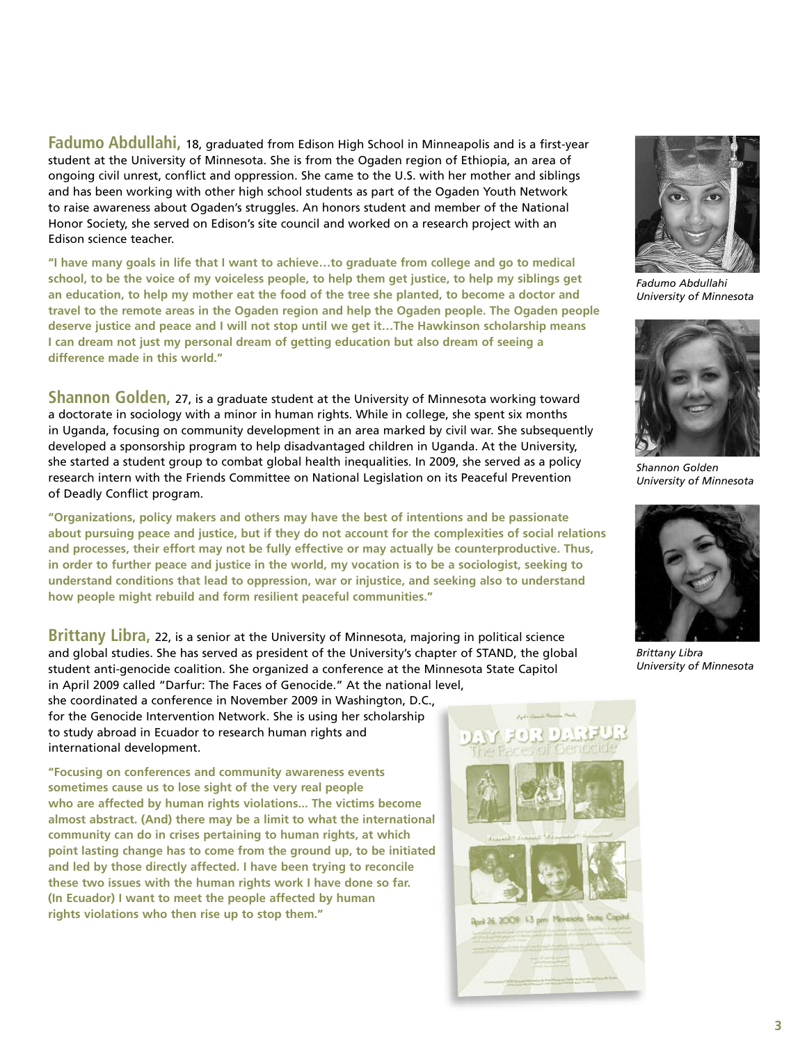**Fadumo Abdullahi,** 18, graduated from Edison High School in Minneapolis and is a first-year student at the University of Minnesota. She is from the Ogaden region of Ethiopia, an area of ongoing civil unrest, conflict and oppression. She came to the U.S. with her mother and siblings and has been working with other high school students as part of the Ogaden Youth Network to raise awareness about Ogaden's struggles. An honors student and member of the National Honor Society, she served on Edison's site council and worked on a research project with an Edison science teacher.

**"I have many goals in life that I want to achieve…to graduate from college and go to medical school, to be the voice of my voiceless people, to help them get justice, to help my siblings get an education, to help my mother eat the food of the tree she planted, to become a doctor and travel to the remote areas in the Ogaden region and help the Ogaden people. The Ogaden people deserve justice and peace and I will not stop until we get it…The Hawkinson scholarship means I can dream not just my personal dream of getting education but also dream of seeing a difference made in this world."**

*Fadumo Abdullahi*
*University of Minnesota*

**Shannon Golden,** 27, is a graduate student at the University of Minnesota working toward a doctorate in sociology with a minor in human rights. While in college, she spent six months in Uganda, focusing on community development in an area marked by civil war. She subsequently developed a sponsorship program to help disadvantaged children in Uganda. At the University, she started a student group to combat global health inequalities. In 2009, she served as a policy research intern with the Friends Committee on National Legislation on its Peaceful Prevention of Deadly Conflict program.

**"Organizations, policy makers and others may have the best of intentions and be passionate about pursuing peace and justice, but if they do not account for the complexities of social relations and processes, their effort may not be fully effective or may actually be counterproductive. Thus, in order to further peace and justice in the world, my vocation is to be a sociologist, seeking to understand conditions that lead to oppression, war or injustice, and seeking also to understand how people might rebuild and form resilient peaceful communities."**

*Shannon Golden*
*University of Minnesota*

**Brittany Libra,** 22, is a senior at the University of Minnesota, majoring in political science and global studies. She has served as president of the University's chapter of STAND, the global student anti-genocide coalition. She organized a conference at the Minnesota State Capitol in April 2009 called "Darfur: The Faces of Genocide." At the national level, she coordinated a conference in November 2009 in Washington, D.C., for the Genocide Intervention Network. She is using her scholarship to study abroad in Ecuador to research human rights and international development.

**"Focusing on conferences and community awareness events sometimes cause us to lose sight of the very real people who are affected by human rights violations… The victims become almost abstract. (And) there may be a limit to what the international community can do in crises pertaining to human rights, at which point lasting change has to come from the ground up, to be initiated and led by those directly affected. I have been trying to reconcile these two issues with the human rights work I have done so far. (In Ecuador) I want to meet the people affected by human rights violations who then rise up to stop them."**

*Brittany Libra*
*University of Minnesota*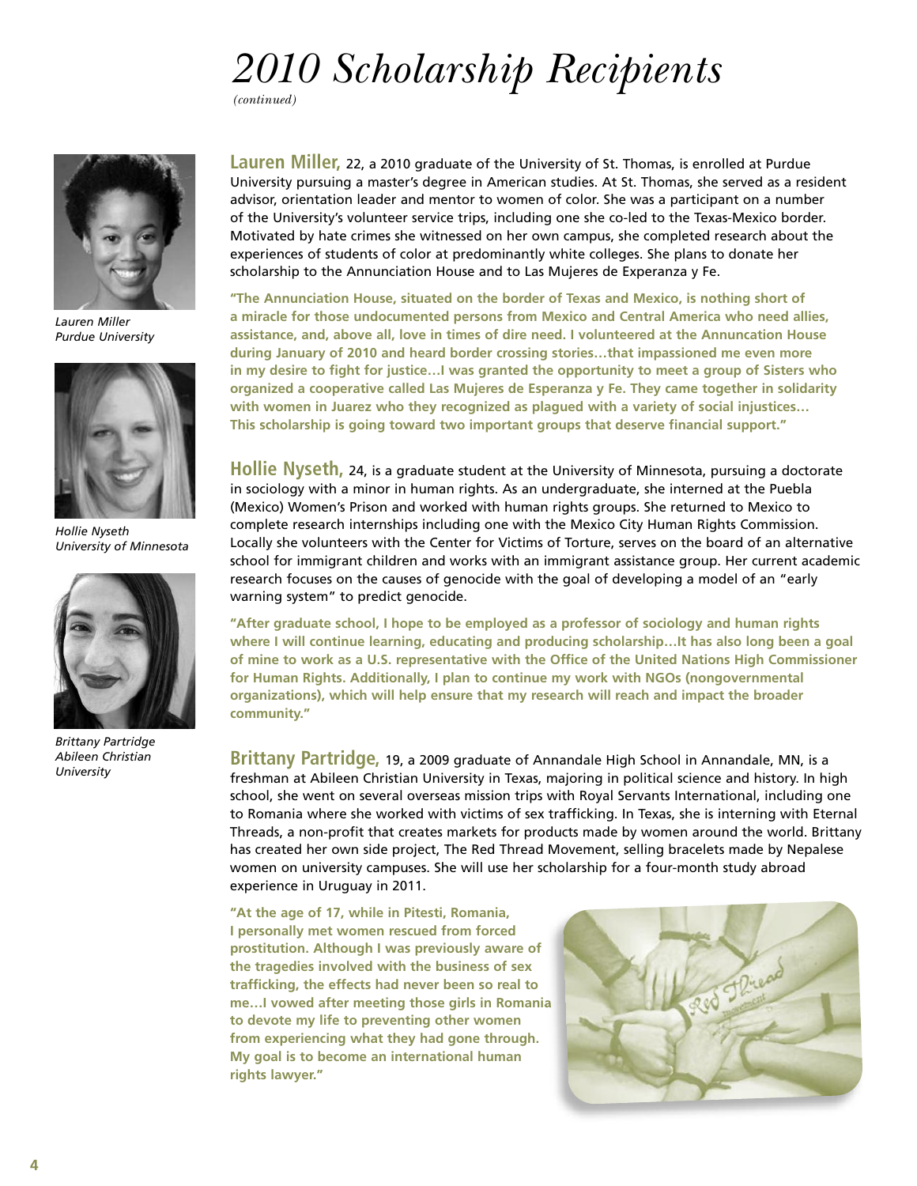# 2010 Scholarship Recipients

*(continued)*

*Lauren Miller*
*Purdue University*

**Lauren Miller,** 22, a 2010 graduate of the University of St. Thomas, is enrolled at Purdue University pursuing a master's degree in American studies. At St. Thomas, she served as a resident advisor, orientation leader and mentor to women of color. She was a participant on a number of the University's volunteer service trips, including one she co-led to the Texas-Mexico border. Motivated by hate crimes she witnessed on her own campus, she completed research about the experiences of students of color at predominantly white colleges. She plans to donate her scholarship to the Annunciation House and to Las Mujeres de Experanza y Fe.

**"The Annunciation House, situated on the border of Texas and Mexico, is nothing short of a miracle for those undocumented persons from Mexico and Central America who need allies, assistance, and, above all, love in times of dire need. I volunteered at the Annuncation House during January of 2010 and heard border crossing stories…that impassioned me even more in my desire to fight for justice…I was granted the opportunity to meet a group of Sisters who organized a cooperative called Las Mujeres de Esperanza y Fe. They came together in solidarity with women in Juarez who they recognized as plagued with a variety of social injustices… This scholarship is going toward two important groups that deserve financial support."**

*Hollie Nyseth*
*University of Minnesota*

**Hollie Nyseth,** 24, is a graduate student at the University of Minnesota, pursuing a doctorate in sociology with a minor in human rights. As an undergraduate, she interned at the Puebla (Mexico) Women's Prison and worked with human rights groups. She returned to Mexico to complete research internships including one with the Mexico City Human Rights Commission. Locally she volunteers with the Center for Victims of Torture, serves on the board of an alternative school for immigrant children and works with an immigrant assistance group. Her current academic research focuses on the causes of genocide with the goal of developing a model of an "early warning system" to predict genocide.

**"After graduate school, I hope to be employed as a professor of sociology and human rights where I will continue learning, educating and producing scholarship…It has also long been a goal of mine to work as a U.S. representative with the Office of the United Nations High Commissioner for Human Rights. Additionally, I plan to continue my work with NGOs (nongovernmental organizations), which will help ensure that my research will reach and impact the broader community."**

*Brittany Partridge*
*Abileen Christian University*

**Brittany Partridge,** 19, a 2009 graduate of Annandale High School in Annandale, MN, is a freshman at Abileen Christian University in Texas, majoring in political science and history. In high school, she went on several overseas mission trips with Royal Servants International, including one to Romania where she worked with victims of sex trafficking. In Texas, she is interning with Eternal Threads, a non-profit that creates markets for products made by women around the world. Brittany has created her own side project, The Red Thread Movement, selling bracelets made by Nepalese women on university campuses. She will use her scholarship for a four-month study abroad experience in Uruguay in 2011.

**"At the age of 17, while in Pitesti, Romania, I personally met women rescued from forced prostitution. Although I was previously aware of the tragedies involved with the business of sex trafficking, the effects had never been so real to me…I vowed after meeting those girls in Romania to devote my life to preventing other women from experiencing what they had gone through. My goal is to become an international human rights lawyer."**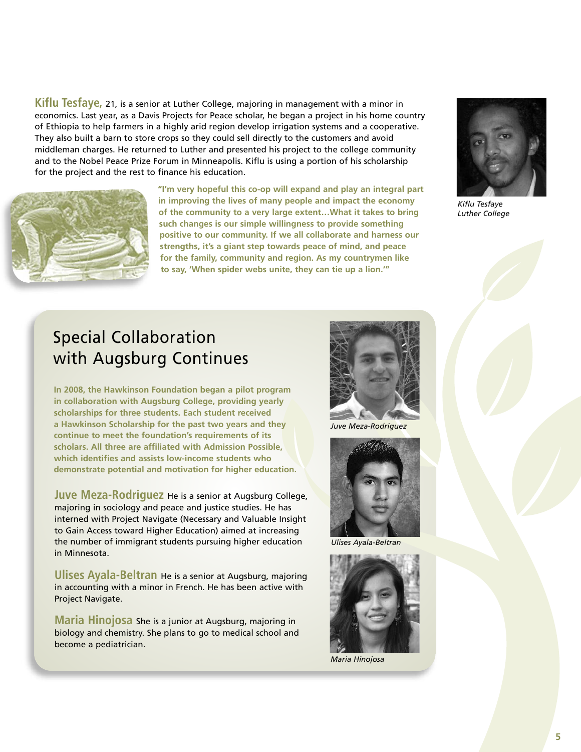**Kiflu Tesfaye,** 21, is a senior at Luther College, majoring in management with a minor in economics. Last year, as a Davis Projects for Peace scholar, he began a project in his home country of Ethiopia to help farmers in a highly arid region develop irrigation systems and a cooperative. They also built a barn to store crops so they could sell directly to the customers and avoid middleman charges. He returned to Luther and presented his project to the college community and to the Nobel Peace Prize Forum in Minneapolis. Kiflu is using a portion of his scholarship for the project and the rest to finance his education.

**"I'm very hopeful this co-op will expand and play an integral part in improving the lives of many people and impact the economy of the community to a very large extent…What it takes to bring such changes is our simple willingness to provide something positive to our community. If we all collaborate and harness our strengths, it's a giant step towards peace of mind, and peace for the family, community and region. As my countrymen like to say, 'When spider webs unite, they can tie up a lion.'"**

*Kiflu Tesfaye*
*Luther College*

## Special Collaboration with Augsburg Continues

**In 2008, the Hawkinson Foundation began a pilot program in collaboration with Augsburg College, providing yearly scholarships for three students. Each student received a Hawkinson Scholarship for the past two years and they continue to meet the foundation's requirements of its scholars. All three are affiliated with Admission Possible, which identifies and assists low-income students who demonstrate potential and motivation for higher education.**

**Juve Meza-Rodriguez** He is a senior at Augsburg College, majoring in sociology and peace and justice studies. He has interned with Project Navigate (Necessary and Valuable Insight to Gain Access toward Higher Education) aimed at increasing the number of immigrant students pursuing higher education in Minnesota.

**Ulises Ayala-Beltran** He is a senior at Augsburg, majoring in accounting with a minor in French. He has been active with Project Navigate.

**Maria Hinojosa** She is a junior at Augsburg, majoring in biology and chemistry. She plans to go to medical school and become a pediatrician.

*Juve Meza-Rodriguez*

*Ulises Ayala-Beltran*

*Maria Hinojosa*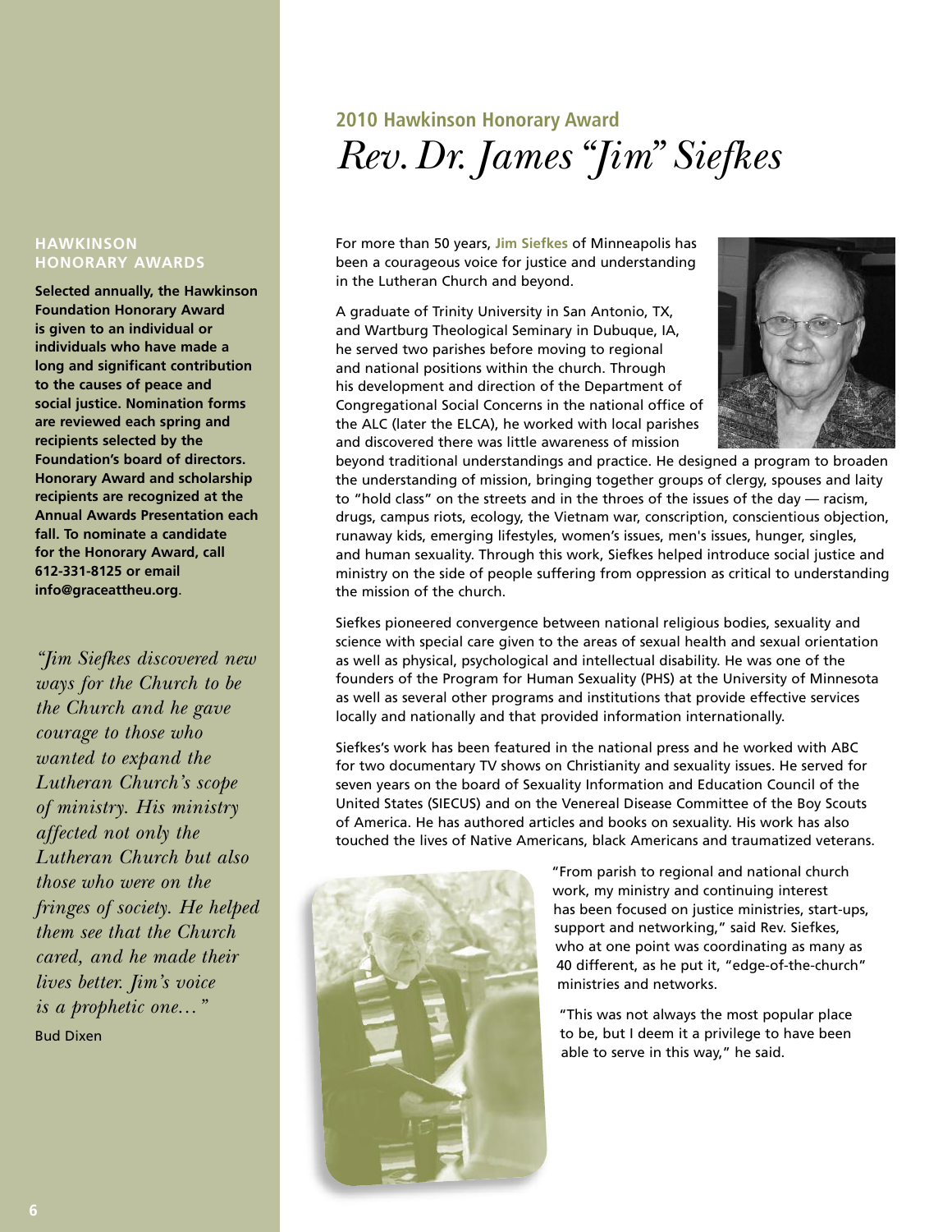## 2010 Hawkinson Honorary Award

# *Rev. Dr. James "Jim" Siefkes*

For more than 50 years, **Jim Siefkes** of Minneapolis has been a courageous voice for justice and understanding in the Lutheran Church and beyond.

A graduate of Trinity University in San Antonio, TX, and Wartburg Theological Seminary in Dubuque, IA, he served two parishes before moving to regional and national positions within the church. Through his development and direction of the Department of Congregational Social Concerns in the national office of the ALC (later the ELCA), he worked with local parishes and discovered there was little awareness of mission beyond traditional understandings and practice. He designed a program to broaden the understanding of mission, bringing together groups of clergy, spouses and laity to "hold class" on the streets and in the throes of the issues of the day — racism, drugs, campus riots, ecology, the Vietnam war, conscription, conscientious objection, runaway kids, emerging lifestyles, women's issues, men's issues, hunger, singles, and human sexuality. Through this work, Siefkes helped introduce social justice and ministry on the side of people suffering from oppression as critical to understanding the mission of the church.

Siefkes pioneered convergence between national religious bodies, sexuality and science with special care given to the areas of sexual health and sexual orientation as well as physical, psychological and intellectual disability. He was one of the founders of the Program for Human Sexuality (PHS) at the University of Minnesota as well as several other programs and institutions that provide effective services locally and nationally and that provided information internationally.

Siefkes's work has been featured in the national press and he worked with ABC for two documentary TV shows on Christianity and sexuality issues. He served for seven years on the board of Sexuality Information and Education Council of the United States (SIECUS) and on the Venereal Disease Committee of the Boy Scouts of America. He has authored articles and books on sexuality. His work has also touched the lives of Native Americans, black Americans and traumatized veterans.

"From parish to regional and national church work, my ministry and continuing interest has been focused on justice ministries, start-ups, support and networking," said Rev. Siefkes, who at one point was coordinating as many as 40 different, as he put it, "edge-of-the-church" ministries and networks.

"This was not always the most popular place to be, but I deem it a privilege to have been able to serve in this way," he said.

### HAWKINSON HONORARY AWARDS

**Selected annually, the Hawkinson Foundation Honorary Award is given to an individual or individuals who have made a long and significant contribution to the causes of peace and social justice. Nomination forms are reviewed each spring and recipients selected by the Foundation's board of directors. Honorary Award and scholarship recipients are recognized at the Annual Awards Presentation each fall. To nominate a candidate for the Honorary Award, call 612-331-8125 or email info@graceattheu.org.**

*"Jim Siefkes discovered new ways for the Church to be the Church and he gave courage to those who wanted to expand the Lutheran Church's scope of ministry. His ministry affected not only the Lutheran Church but also those who were on the fringes of society. He helped them see that the Church cared, and he made their lives better. Jim's voice is a prophetic one…"*

Bud Dixen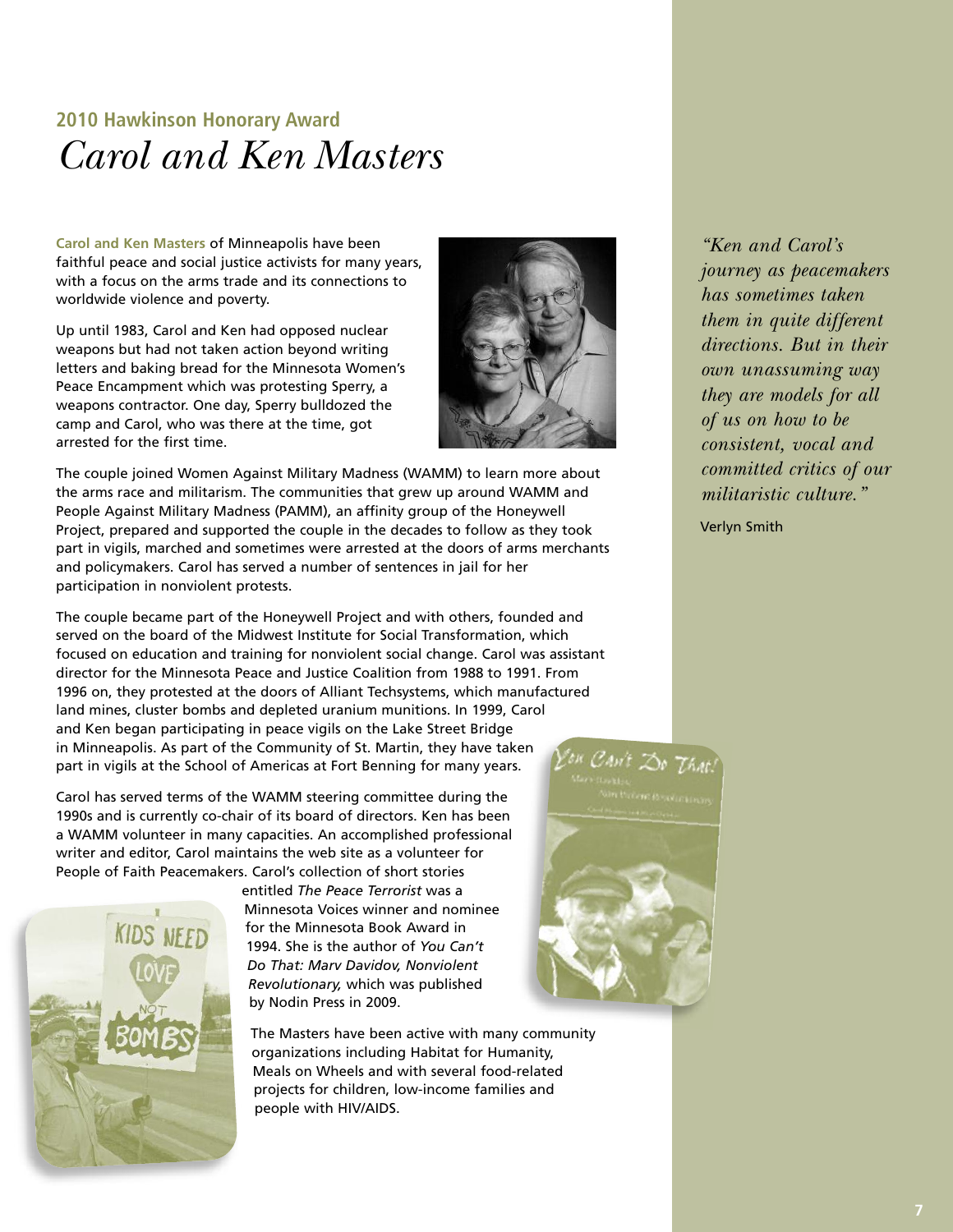## 2010 Hawkinson Honorary Award

# *Carol and Ken Masters*

**Carol and Ken Masters** of Minneapolis have been faithful peace and social justice activists for many years, with a focus on the arms trade and its connections to worldwide violence and poverty.

Up until 1983, Carol and Ken had opposed nuclear weapons but had not taken action beyond writing letters and baking bread for the Minnesota Women's Peace Encampment which was protesting Sperry, a weapons contractor. One day, Sperry bulldozed the camp and Carol, who was there at the time, got arrested for the first time.

The couple joined Women Against Military Madness (WAMM) to learn more about the arms race and militarism. The communities that grew up around WAMM and People Against Military Madness (PAMM), an affinity group of the Honeywell Project, prepared and supported the couple in the decades to follow as they took part in vigils, marched and sometimes were arrested at the doors of arms merchants and policymakers. Carol has served a number of sentences in jail for her participation in nonviolent protests.

The couple became part of the Honeywell Project and with others, founded and served on the board of the Midwest Institute for Social Transformation, which focused on education and training for nonviolent social change. Carol was assistant director for the Minnesota Peace and Justice Coalition from 1988 to 1991. From 1996 on, they protested at the doors of Alliant Techsystems, which manufactured land mines, cluster bombs and depleted uranium munitions. In 1999, Carol and Ken began participating in peace vigils on the Lake Street Bridge in Minneapolis. As part of the Community of St. Martin, they have taken part in vigils at the School of Americas at Fort Benning for many years.

Carol has served terms of the WAMM steering committee during the 1990s and is currently co-chair of its board of directors. Ken has been a WAMM volunteer in many capacities. An accomplished professional writer and editor, Carol maintains the web site as a volunteer for People of Faith Peacemakers. Carol's collection of short stories entitled *The Peace Terrorist* was a Minnesota Voices winner and nominee for the Minnesota Book Award in 1994. She is the author of *You Can't Do That: Marv Davidov, Nonviolent Revolutionary,* which was published by Nodin Press in 2009.

The Masters have been active with many community organizations including Habitat for Humanity, Meals on Wheels and with several food-related projects for children, low-income families and people with HIV/AIDS.

*"Ken and Carol's journey as peacemakers has sometimes taken them in quite different directions. But in their own unassuming way they are models for all of us on how to be consistent, vocal and committed critics of our militaristic culture."*

Verlyn Smith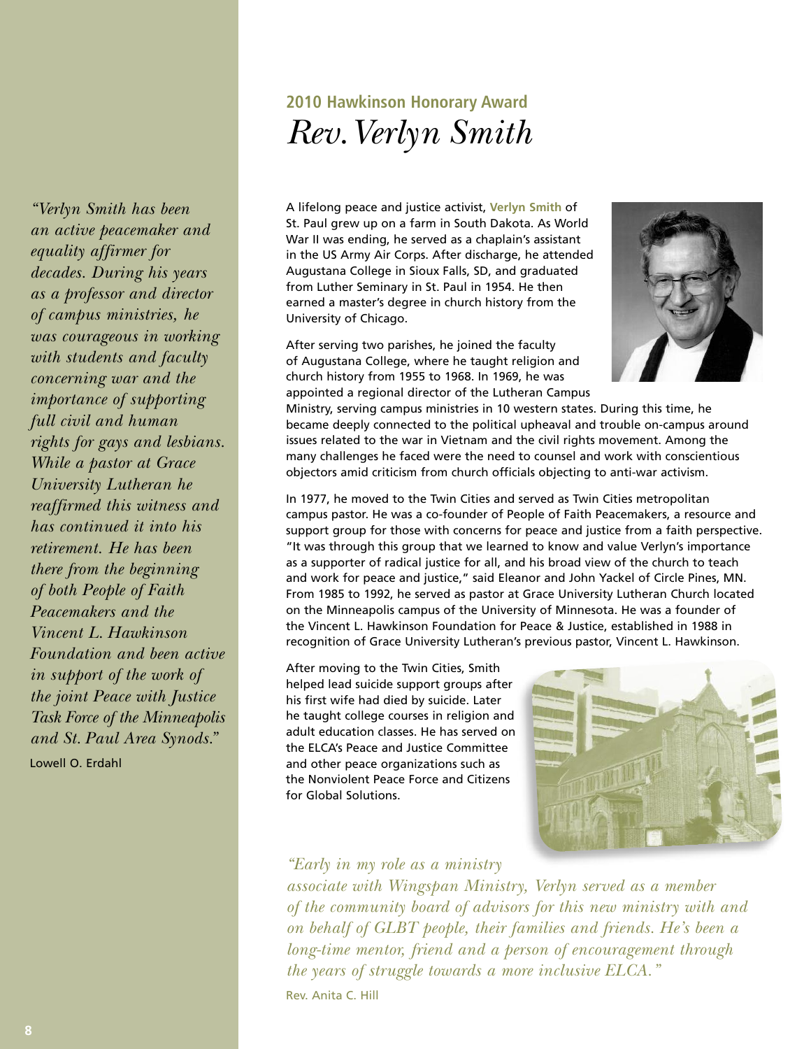## 2010 Hawkinson Honorary Award

# *Rev. Verlyn Smith*

A lifelong peace and justice activist, **Verlyn Smith** of St. Paul grew up on a farm in South Dakota. As World War II was ending, he served as a chaplain's assistant in the US Army Air Corps. After discharge, he attended Augustana College in Sioux Falls, SD, and graduated from Luther Seminary in St. Paul in 1954. He then earned a master's degree in church history from the University of Chicago.

After serving two parishes, he joined the faculty of Augustana College, where he taught religion and church history from 1955 to 1968. In 1969, he was appointed a regional director of the Lutheran Campus Ministry, serving campus ministries in 10 western states. During this time, he became deeply connected to the political upheaval and trouble on-campus around issues related to the war in Vietnam and the civil rights movement. Among the many challenges he faced were the need to counsel and work with conscientious objectors amid criticism from church officials objecting to anti-war activism.

In 1977, he moved to the Twin Cities and served as Twin Cities metropolitan campus pastor. He was a co-founder of People of Faith Peacemakers, a resource and support group for those with concerns for peace and justice from a faith perspective. "It was through this group that we learned to know and value Verlyn's importance as a supporter of radical justice for all, and his broad view of the church to teach and work for peace and justice," said Eleanor and John Yackel of Circle Pines, MN. From 1985 to 1992, he served as pastor at Grace University Lutheran Church located on the Minneapolis campus of the University of Minnesota. He was a founder of the Vincent L. Hawkinson Foundation for Peace & Justice, established in 1988 in recognition of Grace University Lutheran's previous pastor, Vincent L. Hawkinson.

After moving to the Twin Cities, Smith helped lead suicide support groups after his first wife had died by suicide. Later he taught college courses in religion and adult education classes. He has served on the ELCA's Peace and Justice Committee and other peace organizations such as the Nonviolent Peace Force and Citizens for Global Solutions.

*"Verlyn Smith has been an active peacemaker and equality affirmer for decades. During his years as a professor and director of campus ministries, he was courageous in working with students and faculty concerning war and the importance of supporting full civil and human rights for gays and lesbians. While a pastor at Grace University Lutheran he reaffirmed this witness and has continued it into his retirement. He has been there from the beginning of both People of Faith Peacemakers and the Vincent L. Hawkinson Foundation and been active in support of the work of the joint Peace with Justice Task Force of the Minneapolis and St. Paul Area Synods."*

Lowell O. Erdahl

*"Early in my role as a ministry associate with Wingspan Ministry, Verlyn served as a member of the community board of advisors for this new ministry with and on behalf of GLBT people, their families and friends. He's been a long-time mentor, friend and a person of encouragement through the years of struggle towards a more inclusive ELCA."*

Rev. Anita C. Hill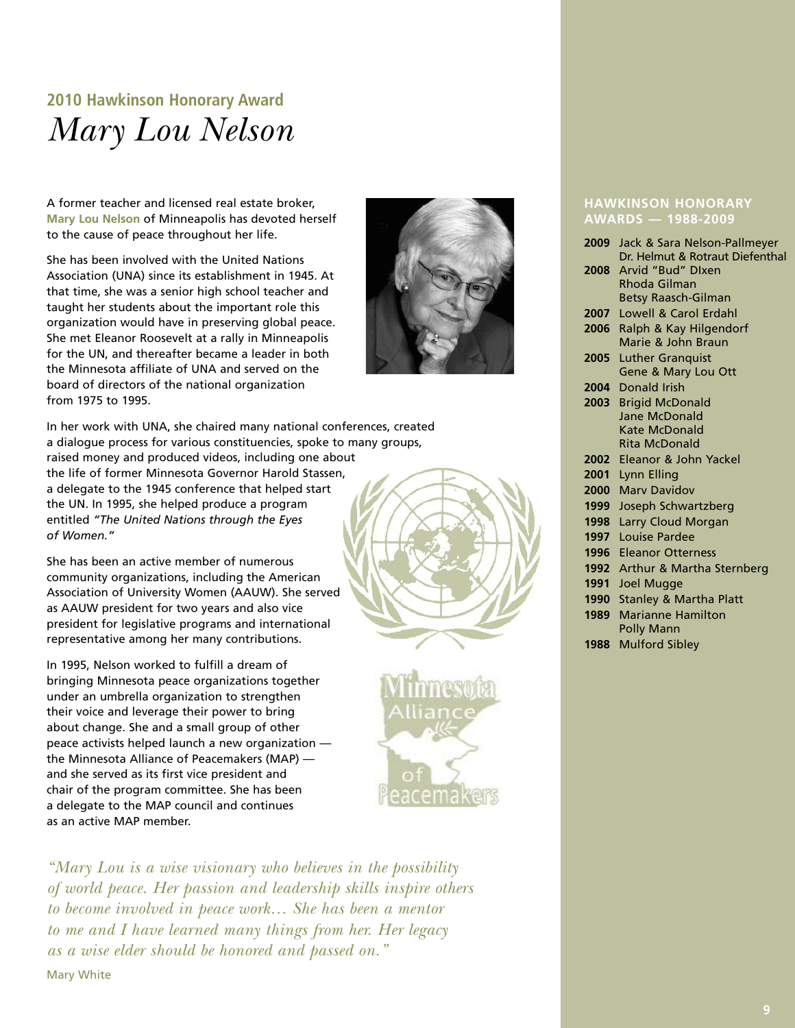## 2010 Hawkinson Honorary Award

# *Mary Lou Nelson*

A former teacher and licensed real estate broker, **Mary Lou Nelson** of Minneapolis has devoted herself to the cause of peace throughout her life.

She has been involved with the United Nations Association (UNA) since its establishment in 1945. At that time, she was a senior high school teacher and taught her students about the important role this organization would have in preserving global peace. She met Eleanor Roosevelt at a rally in Minneapolis for the UN, and thereafter became a leader in both the Minnesota affiliate of UNA and served on the board of directors of the national organization from 1975 to 1995.

In her work with UNA, she chaired many national conferences, created a dialogue process for various constituencies, spoke to many groups, raised money and produced videos, including one about the life of former Minnesota Governor Harold Stassen, a delegate to the 1945 conference that helped start the UN. In 1995, she helped produce a program entitled *"The United Nations through the Eyes of Women."*

She has been an active member of numerous community organizations, including the American Association of University Women (AAUW). She served as AAUW president for two years and also vice president for legislative programs and international representative among her many contributions.

In 1995, Nelson worked to fulfill a dream of bringing Minnesota peace organizations together under an umbrella organization to strengthen their voice and leverage their power to bring about change. She and a small group of other peace activists helped launch a new organization — the Minnesota Alliance of Peacemakers (MAP) — and she served as its first vice president and chair of the program committee. She has been a delegate to the MAP council and continues as an active MAP member.

*"Mary Lou is a wise visionary who believes in the possibility of world peace. Her passion and leadership skills inspire others to become involved in peace work… She has been a mentor to me and I have learned many things from her. Her legacy as a wise elder should be honored and passed on."*

Mary White

### HAWKINSON HONORARY AWARDS — 1988-2009

- **2009** Jack & Sara Nelson-Pallmeyer; Dr. Helmut & Rotraut Diefenthal
- **2008** Arvid "Bud" DIxen; Rhoda Gilman; Betsy Raasch-Gilman
- **2007** Lowell & Carol Erdahl
- **2006** Ralph & Kay Hilgendorf; Marie & John Braun
- **2005** Luther Granquist; Gene & Mary Lou Ott
- **2004** Donald Irish
- **2003** Brigid McDonald; Jane McDonald; Kate McDonald; Rita McDonald
- **2002** Eleanor & John Yackel
- **2001** Lynn Elling
- **2000** Marv Davidov
- **1999** Joseph Schwartzberg
- **1998** Larry Cloud Morgan
- **1997** Louise Pardee
- **1996** Eleanor Otterness
- **1992** Arthur & Martha Sternberg
- **1991** Joel Mugge
- **1990** Stanley & Martha Platt
- **1989** Marianne Hamilton; Polly Mann
- **1988** Mulford Sibley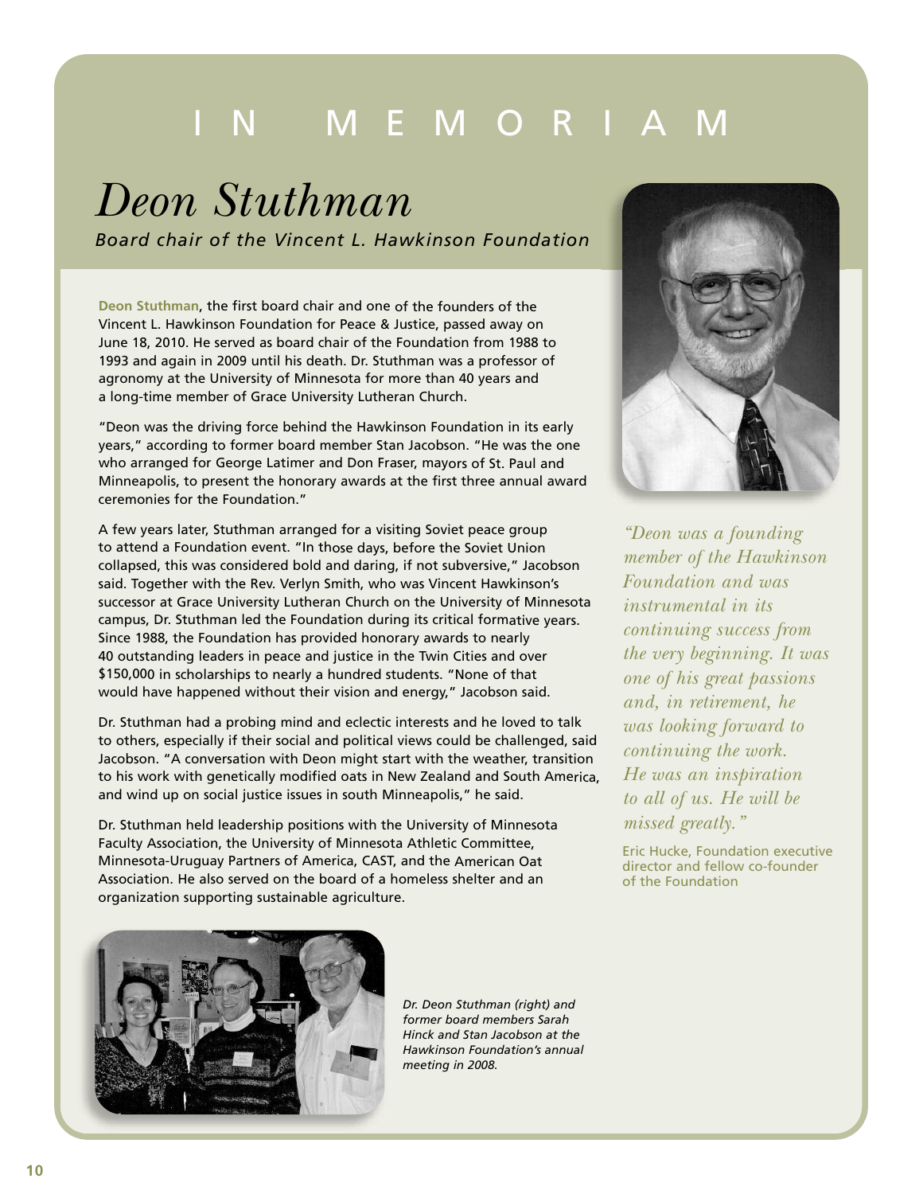# IN MEMORIAM

## *Deon Stuthman*

*Board chair of the Vincent L. Hawkinson Foundation*

**Deon Stuthman**, the first board chair and one of the founders of the Vincent L. Hawkinson Foundation for Peace & Justice, passed away on June 18, 2010. He served as board chair of the Foundation from 1988 to 1993 and again in 2009 until his death. Dr. Stuthman was a professor of agronomy at the University of Minnesota for more than 40 years and a long-time member of Grace University Lutheran Church.

"Deon was the driving force behind the Hawkinson Foundation in its early years," according to former board member Stan Jacobson. "He was the one who arranged for George Latimer and Don Fraser, mayors of St. Paul and Minneapolis, to present the honorary awards at the first three annual award ceremonies for the Foundation."

A few years later, Stuthman arranged for a visiting Soviet peace group to attend a Foundation event. "In those days, before the Soviet Union collapsed, this was considered bold and daring, if not subversive," Jacobson said. Together with the Rev. Verlyn Smith, who was Vincent Hawkinson's successor at Grace University Lutheran Church on the University of Minnesota campus, Dr. Stuthman led the Foundation during its critical formative years. Since 1988, the Foundation has provided honorary awards to nearly 40 outstanding leaders in peace and justice in the Twin Cities and over $150,000 in scholarships to nearly a hundred students. "None of that would have happened without their vision and energy," Jacobson said.

Dr. Stuthman had a probing mind and eclectic interests and he loved to talk to others, especially if their social and political views could be challenged, said Jacobson. "A conversation with Deon might start with the weather, transition to his work with genetically modified oats in New Zealand and South America, and wind up on social justice issues in south Minneapolis," he said.

Dr. Stuthman held leadership positions with the University of Minnesota Faculty Association, the University of Minnesota Athletic Committee, Minnesota-Uruguay Partners of America, CAST, and the American Oat Association. He also served on the board of a homeless shelter and an organization supporting sustainable agriculture.

*"Deon was a founding member of the Hawkinson Foundation and was instrumental in its continuing success from the very beginning. It was one of his great passions and, in retirement, he was looking forward to continuing the work. He was an inspiration to all of us. He will be missed greatly."*

Eric Hucke, Foundation executive director and fellow co-founder of the Foundation

*Dr. Deon Stuthman (right) and former board members Sarah Hinck and Stan Jacobson at the Hawkinson Foundation's annual meeting in 2008.*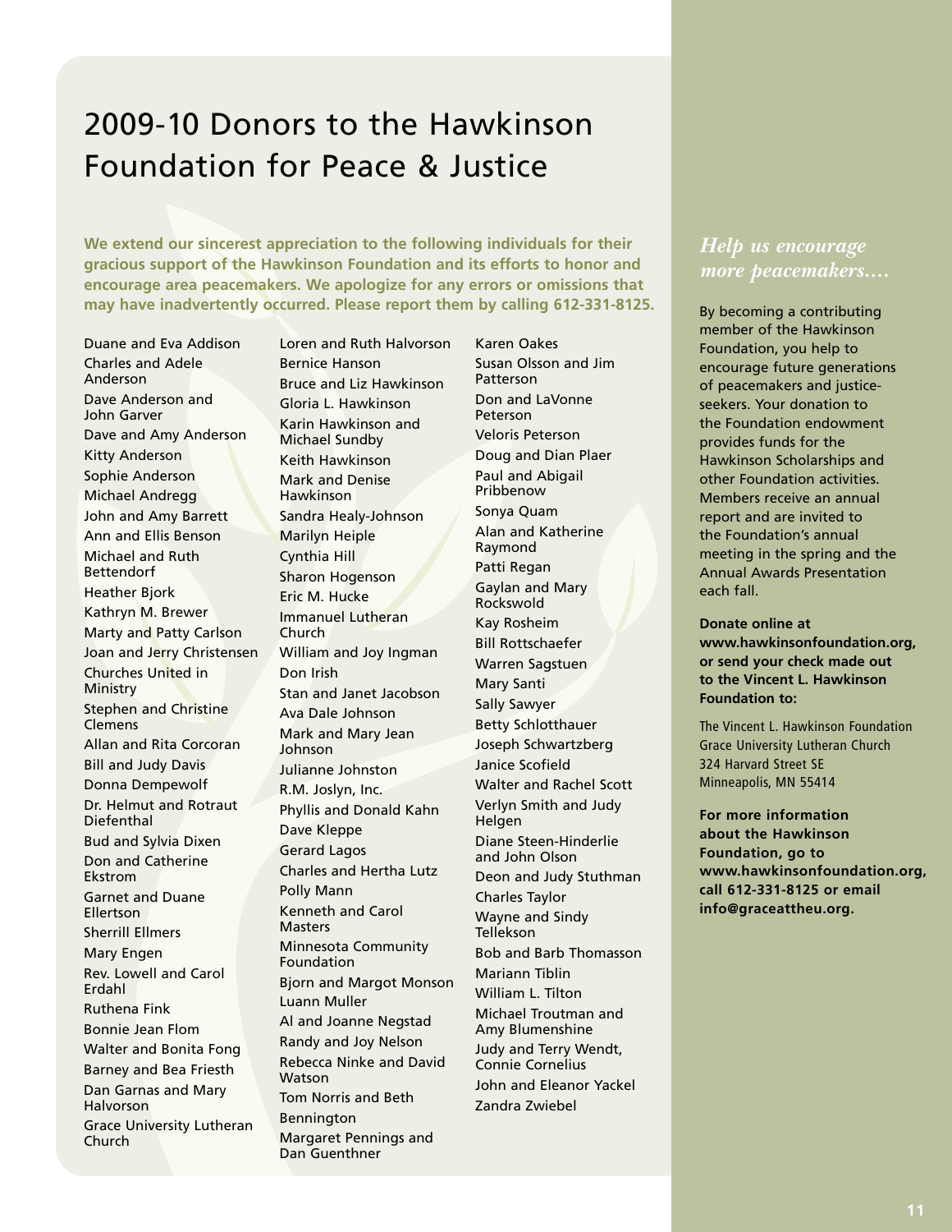# 2009-10 Donors to the Hawkinson Foundation for Peace & Justice

**We extend our sincerest appreciation to the following individuals for their gracious support of the Hawkinson Foundation and its efforts to honor and encourage area peacemakers. We apologize for any errors or omissions that may have inadvertently occurred. Please report them by calling 612-331-8125.**

Duane and Eva Addison
Charles and Adele Anderson
Dave Anderson and John Garver
Dave and Amy Anderson
Kitty Anderson
Sophie Anderson
Michael Andregg
John and Amy Barrett
Ann and Ellis Benson
Michael and Ruth Bettendorf
Heather Bjork
Kathryn M. Brewer
Marty and Patty Carlson
Joan and Jerry Christensen
Churches United in Ministry
Stephen and Christine Clemens
Allan and Rita Corcoran
Bill and Judy Davis
Donna Dempewolf
Dr. Helmut and Rotraut Diefenthal
Bud and Sylvia Dixen
Don and Catherine Ekstrom
Garnet and Duane Ellertson
Sherrill Ellmers
Mary Engen
Rev. Lowell and Carol Erdahl
Ruthena Fink
Bonnie Jean Flom
Walter and Bonita Fong
Barney and Bea Friesth
Dan Garnas and Mary Halvorson
Grace University Lutheran Church
Loren and Ruth Halvorson
Bernice Hanson
Bruce and Liz Hawkinson
Gloria L. Hawkinson
Karin Hawkinson and Michael Sundby
Keith Hawkinson
Mark and Denise Hawkinson
Sandra Healy-Johnson
Marilyn Heiple
Cynthia Hill
Sharon Hogenson
Eric M. Hucke
Immanuel Lutheran Church
William and Joy Ingman
Don Irish
Stan and Janet Jacobson
Ava Dale Johnson
Mark and Mary Jean Johnson
Julianne Johnston
R.M. Joslyn, Inc.
Phyllis and Donald Kahn
Dave Kleppe
Gerard Lagos
Charles and Hertha Lutz
Polly Mann
Kenneth and Carol Masters
Minnesota Community Foundation
Bjorn and Margot Monson
Luann Muller
Al and Joanne Negstad
Randy and Joy Nelson
Rebecca Ninke and David Watson
Tom Norris and Beth Bennington
Margaret Pennings and Dan Guenthner
Karen Oakes
Susan Olsson and Jim Patterson
Don and LaVonne Peterson
Veloris Peterson
Doug and Dian Plaer
Paul and Abigail Pribbenow
Sonya Quam
Alan and Katherine Raymond
Patti Regan
Gaylan and Mary Rockswold
Kay Rosheim
Bill Rottschaefer
Warren Sagstuen
Mary Santi
Sally Sawyer
Betty Schlotthauer
Joseph Schwartzberg
Janice Scofield
Walter and Rachel Scott
Verlyn Smith and Judy Helgen
Diane Steen-Hinderlie and John Olson
Deon and Judy Stuthman
Charles Taylor
Wayne and Sindy Tellekson
Bob and Barb Thomasson
Mariann Tiblin
William L. Tilton
Michael Troutman and Amy Blumenshine
Judy and Terry Wendt, Connie Cornelius
John and Eleanor Yackel
Zandra Zwiebel

## *Help us encourage more peacemakers....*

By becoming a contributing member of the Hawkinson Foundation, you help to encourage future generations of peacemakers and justice-seekers. Your donation to the Foundation endowment provides funds for the Hawkinson Scholarships and other Foundation activities. Members receive an annual report and are invited to the Foundation's annual meeting in the spring and the Annual Awards Presentation each fall.

**Donate online at www.hawkinsonfoundation.org, or send your check made out to the Vincent L. Hawkinson Foundation to:**

The Vincent L. Hawkinson Foundation
Grace University Lutheran Church
324 Harvard Street SE
Minneapolis, MN 55414

**For more information about the Hawkinson Foundation, go to www.hawkinsonfoundation.org, call 612-331-8125 or email info@graceattheu.org.**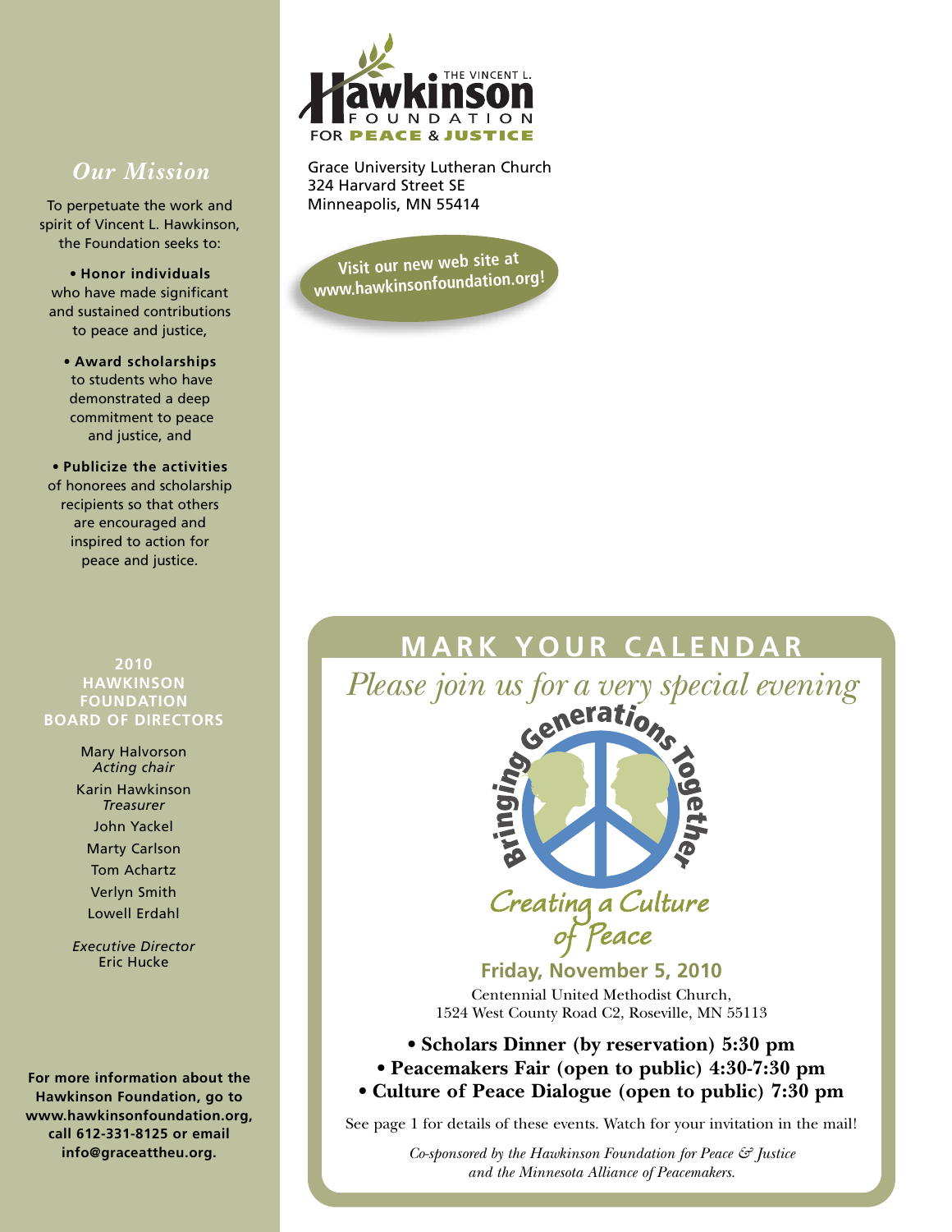## *Our Mission*

To perpetuate the work and spirit of Vincent L. Hawkinson, the Foundation seeks to:

- **Honor individuals** who have made significant and sustained contributions to peace and justice,
- **Award scholarships** to students who have demonstrated a deep commitment to peace and justice, and
- **Publicize the activities** of honorees and scholarship recipients so that others are encouraged and inspired to action for peace and justice.

**2010 HAWKINSON FOUNDATION BOARD OF DIRECTORS**

Mary Halvorson
*Acting chair*

Karin Hawkinson
*Treasurer*

John Yackel

Marty Carlson

Tom Achartz

Verlyn Smith

Lowell Erdahl

*Executive Director*
Eric Hucke

**For more information about the Hawkinson Foundation, go to www.hawkinsonfoundation.org, call 612-331-8125 or email info@graceattheu.org.**

THE VINCENT L. Hawkinson FOUNDATION FOR PEACE & JUSTICE

Grace University Lutheran Church
324 Harvard Street SE
Minneapolis, MN 55414

**Visit our new web site at www.hawkinsonfoundation.org!**

## MARK YOUR CALENDAR

*Please join us for a very special evening*

Bringing Generations Together

Creating a Culture of Peace

**Friday, November 5, 2010**

Centennial United Methodist Church,
1524 West County Road C2, Roseville, MN 55113

- **Scholars Dinner (by reservation) 5:30 pm**
- **Peacemakers Fair (open to public) 4:30-7:30 pm**
- **Culture of Peace Dialogue (open to public) 7:30 pm**

See page 1 for details of these events. Watch for your invitation in the mail!

*Co-sponsored by the Hawkinson Foundation for Peace & Justice and the Minnesota Alliance of Peacemakers.*